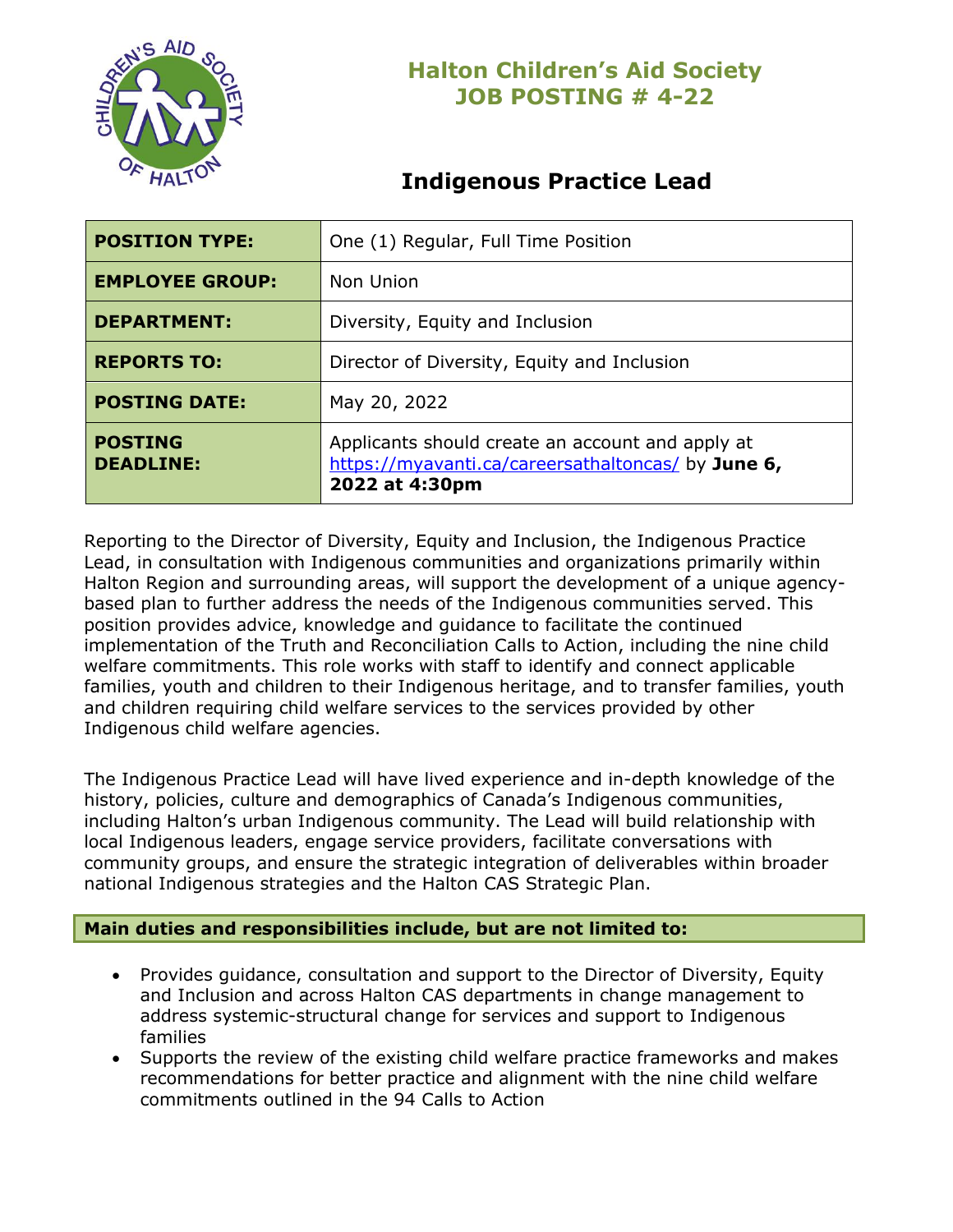# Halton Children's Aid Society
# JOB POSTING # 4-22

## Indigenous Practice Lead

| | |
|---|---|
| **POSITION TYPE:** | One (1) Regular, Full Time Position |
| **EMPLOYEE GROUP:** | Non Union |
| **DEPARTMENT:** | Diversity, Equity and Inclusion |
| **REPORTS TO:** | Director of Diversity, Equity and Inclusion |
| **POSTING DATE:** | May 20, 2022 |
| **POSTING DEADLINE:** | Applicants should create an account and apply at https://myavanti.ca/careersathaltoncas/ by **June 6, 2022 at 4:30pm** |

Reporting to the Director of Diversity, Equity and Inclusion, the Indigenous Practice Lead, in consultation with Indigenous communities and organizations primarily within Halton Region and surrounding areas, will support the development of a unique agency-based plan to further address the needs of the Indigenous communities served. This position provides advice, knowledge and guidance to facilitate the continued implementation of the Truth and Reconciliation Calls to Action, including the nine child welfare commitments. This role works with staff to identify and connect applicable families, youth and children to their Indigenous heritage, and to transfer families, youth and children requiring child welfare services to the services provided by other Indigenous child welfare agencies.

The Indigenous Practice Lead will have lived experience and in-depth knowledge of the history, policies, culture and demographics of Canada's Indigenous communities, including Halton's urban Indigenous community. The Lead will build relationship with local Indigenous leaders, engage service providers, facilitate conversations with community groups, and ensure the strategic integration of deliverables within broader national Indigenous strategies and the Halton CAS Strategic Plan.

**Main duties and responsibilities include, but are not limited to:**

- Provides guidance, consultation and support to the Director of Diversity, Equity and Inclusion and across Halton CAS departments in change management to address systemic-structural change for services and support to Indigenous families
- Supports the review of the existing child welfare practice frameworks and makes recommendations for better practice and alignment with the nine child welfare commitments outlined in the 94 Calls to Action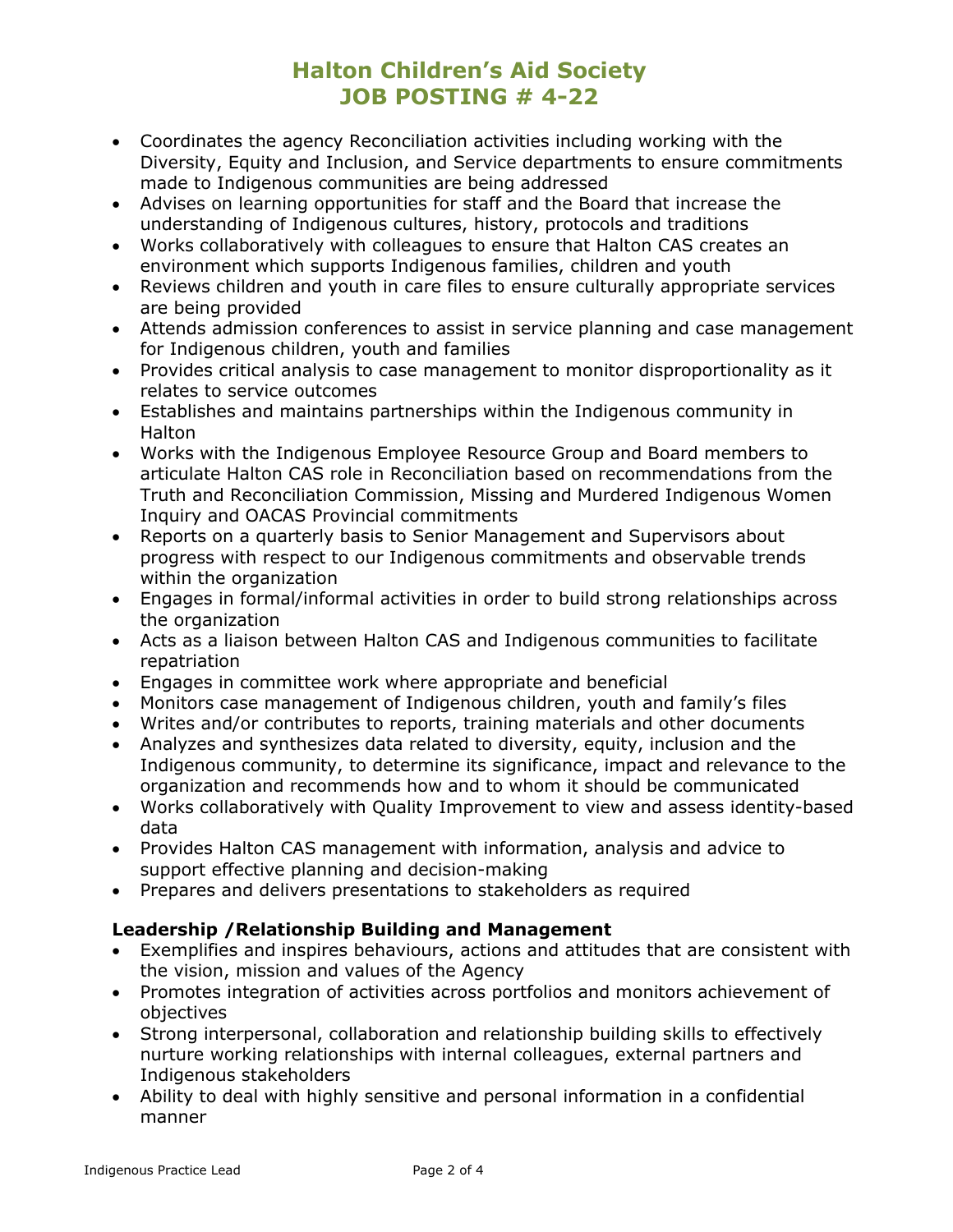- Coordinates the agency Reconciliation activities including working with the Diversity, Equity and Inclusion, and Service departments to ensure commitments made to Indigenous communities are being addressed
- Advises on learning opportunities for staff and the Board that increase the understanding of Indigenous cultures, history, protocols and traditions
- Works collaboratively with colleagues to ensure that Halton CAS creates an environment which supports Indigenous families, children and youth
- Reviews children and youth in care files to ensure culturally appropriate services are being provided
- Attends admission conferences to assist in service planning and case management for Indigenous children, youth and families
- Provides critical analysis to case management to monitor disproportionality as it relates to service outcomes
- Establishes and maintains partnerships within the Indigenous community in Halton
- Works with the Indigenous Employee Resource Group and Board members to articulate Halton CAS role in Reconciliation based on recommendations from the Truth and Reconciliation Commission, Missing and Murdered Indigenous Women Inquiry and OACAS Provincial commitments
- Reports on a quarterly basis to Senior Management and Supervisors about progress with respect to our Indigenous commitments and observable trends within the organization
- Engages in formal/informal activities in order to build strong relationships across the organization
- Acts as a liaison between Halton CAS and Indigenous communities to facilitate repatriation
- Engages in committee work where appropriate and beneficial
- Monitors case management of Indigenous children, youth and family's files
- Writes and/or contributes to reports, training materials and other documents
- Analyzes and synthesizes data related to diversity, equity, inclusion and the Indigenous community, to determine its significance, impact and relevance to the organization and recommends how and to whom it should be communicated
- Works collaboratively with Quality Improvement to view and assess identity-based data
- Provides Halton CAS management with information, analysis and advice to support effective planning and decision-making
- Prepares and delivers presentations to stakeholders as required

**Leadership /Relationship Building and Management**

- Exemplifies and inspires behaviours, actions and attitudes that are consistent with the vision, mission and values of the Agency
- Promotes integration of activities across portfolios and monitors achievement of objectives
- Strong interpersonal, collaboration and relationship building skills to effectively nurture working relationships with internal colleagues, external partners and Indigenous stakeholders
- Ability to deal with highly sensitive and personal information in a confidential manner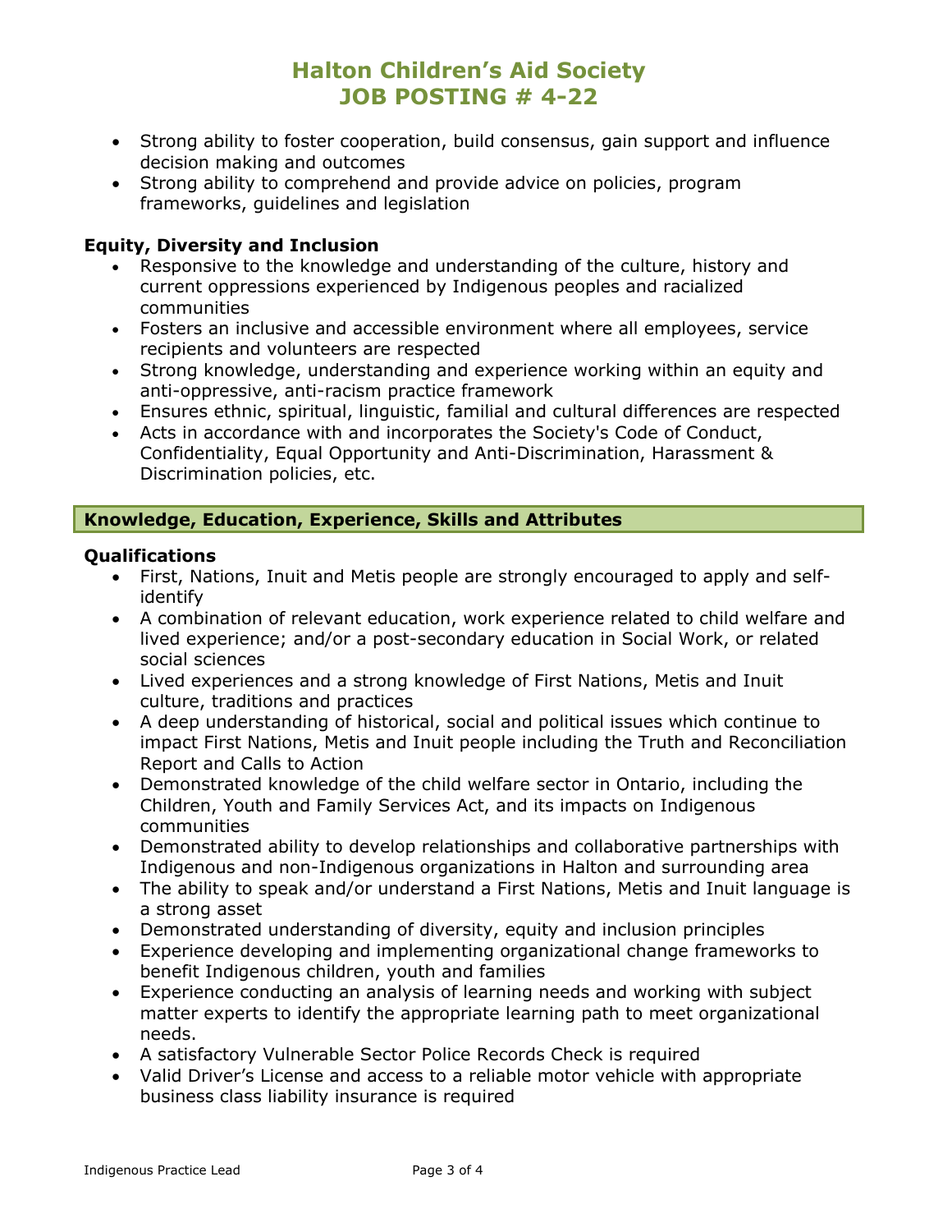- Strong ability to foster cooperation, build consensus, gain support and influence decision making and outcomes
- Strong ability to comprehend and provide advice on policies, program frameworks, guidelines and legislation

### Equity, Diversity and Inclusion

- Responsive to the knowledge and understanding of the culture, history and current oppressions experienced by Indigenous peoples and racialized communities
- Fosters an inclusive and accessible environment where all employees, service recipients and volunteers are respected
- Strong knowledge, understanding and experience working within an equity and anti-oppressive, anti-racism practice framework
- Ensures ethnic, spiritual, linguistic, familial and cultural differences are respected
- Acts in accordance with and incorporates the Society's Code of Conduct, Confidentiality, Equal Opportunity and Anti-Discrimination, Harassment & Discrimination policies, etc.

## Knowledge, Education, Experience, Skills and Attributes

### Qualifications

- First, Nations, Inuit and Metis people are strongly encouraged to apply and self-identify
- A combination of relevant education, work experience related to child welfare and lived experience; and/or a post-secondary education in Social Work, or related social sciences
- Lived experiences and a strong knowledge of First Nations, Metis and Inuit culture, traditions and practices
- A deep understanding of historical, social and political issues which continue to impact First Nations, Metis and Inuit people including the Truth and Reconciliation Report and Calls to Action
- Demonstrated knowledge of the child welfare sector in Ontario, including the Children, Youth and Family Services Act, and its impacts on Indigenous communities
- Demonstrated ability to develop relationships and collaborative partnerships with Indigenous and non-Indigenous organizations in Halton and surrounding area
- The ability to speak and/or understand a First Nations, Metis and Inuit language is a strong asset
- Demonstrated understanding of diversity, equity and inclusion principles
- Experience developing and implementing organizational change frameworks to benefit Indigenous children, youth and families
- Experience conducting an analysis of learning needs and working with subject matter experts to identify the appropriate learning path to meet organizational needs.
- A satisfactory Vulnerable Sector Police Records Check is required
- Valid Driver's License and access to a reliable motor vehicle with appropriate business class liability insurance is required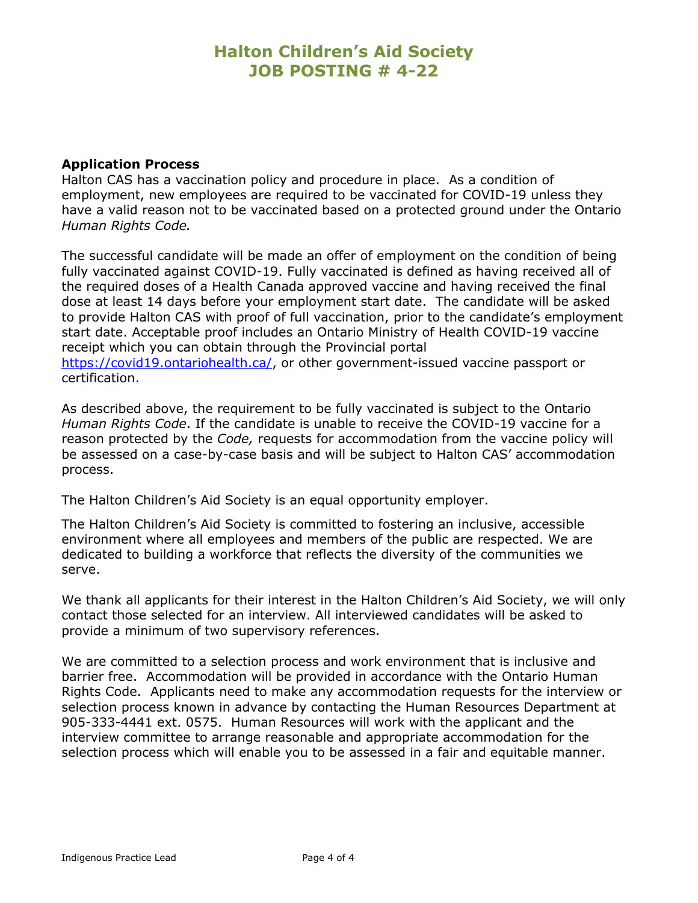# Halton Children's Aid Society
# JOB POSTING # 4-22

**Application Process**

Halton CAS has a vaccination policy and procedure in place. As a condition of employment, new employees are required to be vaccinated for COVID-19 unless they have a valid reason not to be vaccinated based on a protected ground under the Ontario *Human Rights Code.*

The successful candidate will be made an offer of employment on the condition of being fully vaccinated against COVID-19. Fully vaccinated is defined as having received all of the required doses of a Health Canada approved vaccine and having received the final dose at least 14 days before your employment start date. The candidate will be asked to provide Halton CAS with proof of full vaccination, prior to the candidate's employment start date. Acceptable proof includes an Ontario Ministry of Health COVID-19 vaccine receipt which you can obtain through the Provincial portal [https://covid19.ontariohealth.ca/](https://covid19.ontariohealth.ca/), or other government-issued vaccine passport or certification.

As described above, the requirement to be fully vaccinated is subject to the Ontario *Human Rights Code*. If the candidate is unable to receive the COVID-19 vaccine for a reason protected by the *Code,* requests for accommodation from the vaccine policy will be assessed on a case-by-case basis and will be subject to Halton CAS' accommodation process.

The Halton Children's Aid Society is an equal opportunity employer.

The Halton Children's Aid Society is committed to fostering an inclusive, accessible environment where all employees and members of the public are respected. We are dedicated to building a workforce that reflects the diversity of the communities we serve.

We thank all applicants for their interest in the Halton Children's Aid Society, we will only contact those selected for an interview. All interviewed candidates will be asked to provide a minimum of two supervisory references.

We are committed to a selection process and work environment that is inclusive and barrier free. Accommodation will be provided in accordance with the Ontario Human Rights Code. Applicants need to make any accommodation requests for the interview or selection process known in advance by contacting the Human Resources Department at 905-333-4441 ext. 0575. Human Resources will work with the applicant and the interview committee to arrange reasonable and appropriate accommodation for the selection process which will enable you to be assessed in a fair and equitable manner.